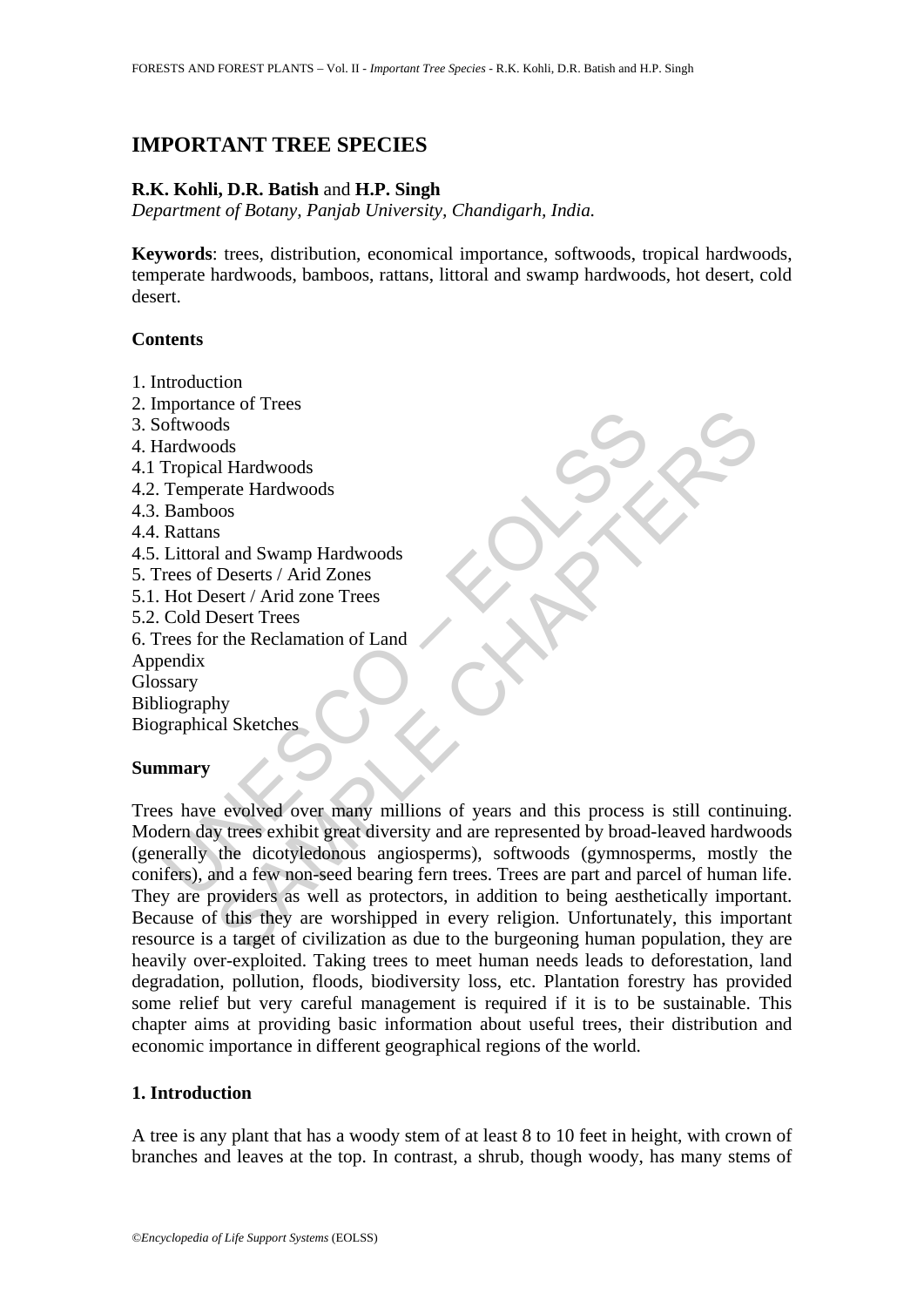# IMPORTANT TREE SPECIES

**R.K. Kohli, D.R. Batish** and **H.P. Singh**

*Department of Botany, Panjab University, Chandigarh, India.*

**Keywords**: trees, distribution, economical importance, softwoods, tropical hardwoods, temperate hardwoods, bamboos, rattans, littoral and swamp hardwoods, hot desert, cold desert.

## Contents

1. Introduction
2. Importance of Trees
3. Softwoods
4. Hardwoods
4.1 Tropical Hardwoods
4.2. Temperate Hardwoods
4.3. Bamboos
4.4. Rattans
4.5. Littoral and Swamp Hardwoods
5. Trees of Deserts / Arid Zones
5.1. Hot Desert / Arid zone Trees
5.2. Cold Desert Trees
6. Trees for the Reclamation of Land

Appendix
Glossary
Bibliography
Biographical Sketches

## Summary

Trees have evolved over many millions of years and this process is still continuing. Modern day trees exhibit great diversity and are represented by broad-leaved hardwoods (generally the dicotyledonous angiosperms), softwoods (gymnosperms, mostly the conifers), and a few non-seed bearing fern trees. Trees are part and parcel of human life. They are providers as well as protectors, in addition to being aesthetically important. Because of this they are worshipped in every religion. Unfortunately, this important resource is a target of civilization as due to the burgeoning human population, they are heavily over-exploited. Taking trees to meet human needs leads to deforestation, land degradation, pollution, floods, biodiversity loss, etc. Plantation forestry has provided some relief but very careful management is required if it is to be sustainable. This chapter aims at providing basic information about useful trees, their distribution and economic importance in different geographical regions of the world.

## 1. Introduction

A tree is any plant that has a woody stem of at least 8 to 10 feet in height, with crown of branches and leaves at the top. In contrast, a shrub, though woody, has many stems of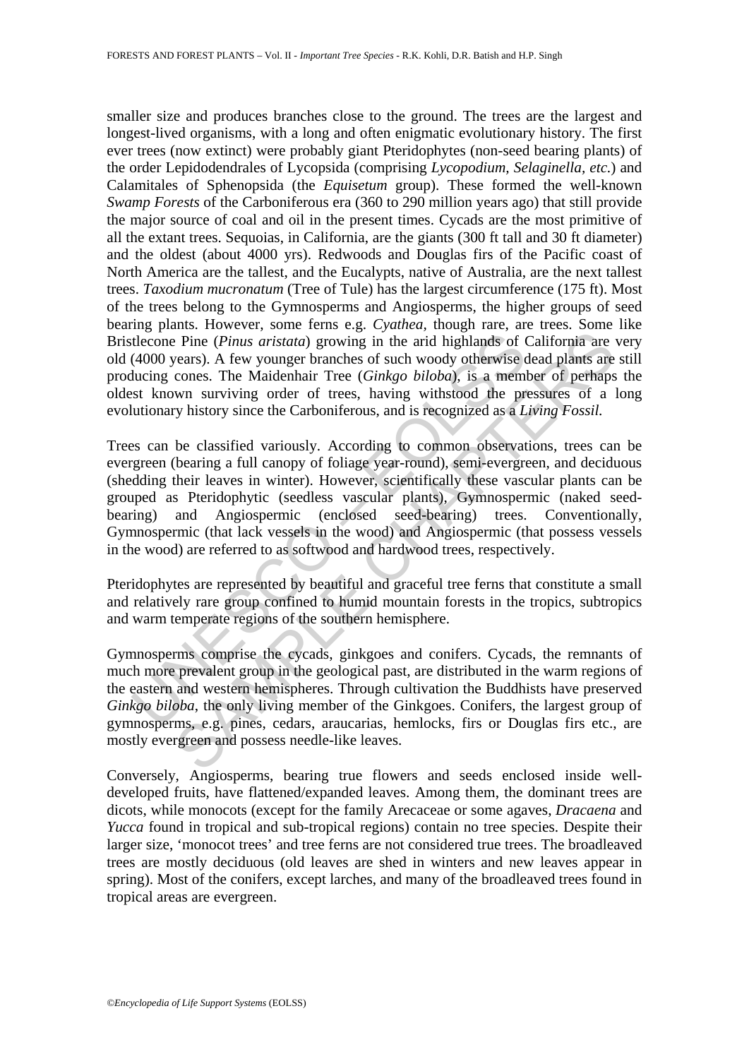smaller size and produces branches close to the ground. The trees are the largest and longest-lived organisms, with a long and often enigmatic evolutionary history. The first ever trees (now extinct) were probably giant Pteridophytes (non-seed bearing plants) of the order Lepidodendrales of Lycopsida (comprising *Lycopodium, Selaginella, etc.*) and Calamitales of Sphenopsida (the *Equisetum* group). These formed the well-known *Swamp Forests* of the Carboniferous era (360 to 290 million years ago) that still provide the major source of coal and oil in the present times. Cycads are the most primitive of all the extant trees. Sequoias, in California, are the giants (300 ft tall and 30 ft diameter) and the oldest (about 4000 yrs). Redwoods and Douglas firs of the Pacific coast of North America are the tallest, and the Eucalypts, native of Australia, are the next tallest trees. *Taxodium mucronatum* (Tree of Tule) has the largest circumference (175 ft). Most of the trees belong to the Gymnosperms and Angiosperms, the higher groups of seed bearing plants. However, some ferns e.g. *Cyathea*, though rare, are trees. Some like Bristlecone Pine (*Pinus aristata*) growing in the arid highlands of California are very old (4000 years). A few younger branches of such woody otherwise dead plants are still producing cones. The Maidenhair Tree (*Ginkgo biloba*), is a member of perhaps the oldest known surviving order of trees, having withstood the pressures of a long evolutionary history since the Carboniferous, and is recognized as a *Living Fossil.*

Trees can be classified variously. According to common observations, trees can be evergreen (bearing a full canopy of foliage year-round), semi-evergreen, and deciduous (shedding their leaves in winter). However, scientifically these vascular plants can be grouped as Pteridophytic (seedless vascular plants), Gymnospermic (naked seed-bearing) and Angiospermic (enclosed seed-bearing) trees. Conventionally, Gymnospermic (that lack vessels in the wood) and Angiospermic (that possess vessels in the wood) are referred to as softwood and hardwood trees, respectively.

Pteridophytes are represented by beautiful and graceful tree ferns that constitute a small and relatively rare group confined to humid mountain forests in the tropics, subtropics and warm temperate regions of the southern hemisphere.

Gymnosperms comprise the cycads, ginkgoes and conifers. Cycads, the remnants of much more prevalent group in the geological past, are distributed in the warm regions of the eastern and western hemispheres. Through cultivation the Buddhists have preserved *Ginkgo biloba*, the only living member of the Ginkgoes. Conifers, the largest group of gymnosperms, e.g. pines, cedars, araucarias, hemlocks, firs or Douglas firs etc., are mostly evergreen and possess needle-like leaves.

Conversely, Angiosperms, bearing true flowers and seeds enclosed inside well-developed fruits, have flattened/expanded leaves. Among them, the dominant trees are dicots, while monocots (except for the family Arecaceae or some agaves, *Dracaena* and *Yucca* found in tropical and sub-tropical regions) contain no tree species. Despite their larger size, 'monocot trees' and tree ferns are not considered true trees. The broadleaved trees are mostly deciduous (old leaves are shed in winters and new leaves appear in spring). Most of the conifers, except larches, and many of the broadleaved trees found in tropical areas are evergreen.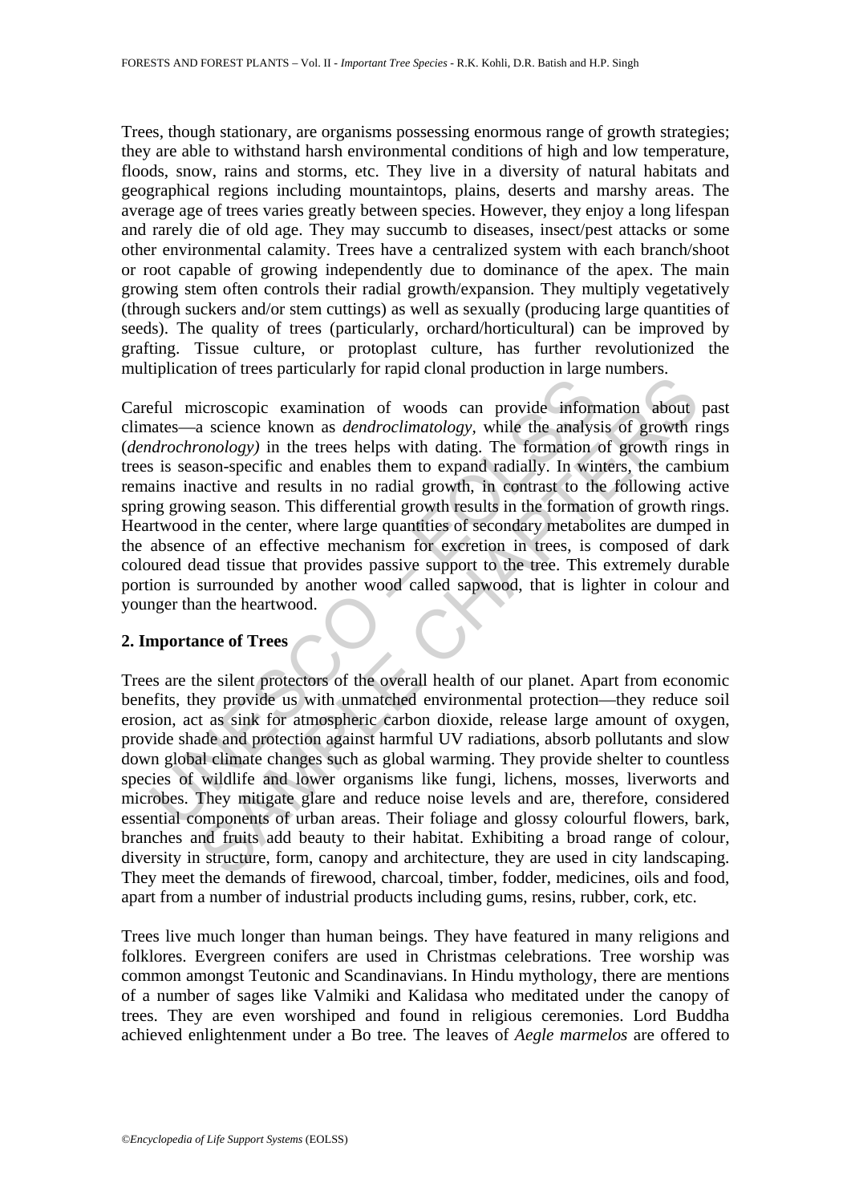Trees, though stationary, are organisms possessing enormous range of growth strategies; they are able to withstand harsh environmental conditions of high and low temperature, floods, snow, rains and storms, etc. They live in a diversity of natural habitats and geographical regions including mountaintops, plains, deserts and marshy areas. The average age of trees varies greatly between species. However, they enjoy a long lifespan and rarely die of old age. They may succumb to diseases, insect/pest attacks or some other environmental calamity. Trees have a centralized system with each branch/shoot or root capable of growing independently due to dominance of the apex. The main growing stem often controls their radial growth/expansion. They multiply vegetatively (through suckers and/or stem cuttings) as well as sexually (producing large quantities of seeds). The quality of trees (particularly, orchard/horticultural) can be improved by grafting. Tissue culture, or protoplast culture, has further revolutionized the multiplication of trees particularly for rapid clonal production in large numbers.

Careful microscopic examination of woods can provide information about past climates—a science known as *dendroclimatology*, while the analysis of growth rings (*dendrochronology)* in the trees helps with dating. The formation of growth rings in trees is season-specific and enables them to expand radially. In winters, the cambium remains inactive and results in no radial growth, in contrast to the following active spring growing season. This differential growth results in the formation of growth rings. Heartwood in the center, where large quantities of secondary metabolites are dumped in the absence of an effective mechanism for excretion in trees, is composed of dark coloured dead tissue that provides passive support to the tree. This extremely durable portion is surrounded by another wood called sapwood, that is lighter in colour and younger than the heartwood.

## 2. Importance of Trees

Trees are the silent protectors of the overall health of our planet. Apart from economic benefits, they provide us with unmatched environmental protection—they reduce soil erosion, act as sink for atmospheric carbon dioxide, release large amount of oxygen, provide shade and protection against harmful UV radiations, absorb pollutants and slow down global climate changes such as global warming. They provide shelter to countless species of wildlife and lower organisms like fungi, lichens, mosses, liverworts and microbes. They mitigate glare and reduce noise levels and are, therefore, considered essential components of urban areas. Their foliage and glossy colourful flowers, bark, branches and fruits add beauty to their habitat. Exhibiting a broad range of colour, diversity in structure, form, canopy and architecture, they are used in city landscaping. They meet the demands of firewood, charcoal, timber, fodder, medicines, oils and food, apart from a number of industrial products including gums, resins, rubber, cork, etc.

Trees live much longer than human beings. They have featured in many religions and folklores. Evergreen conifers are used in Christmas celebrations. Tree worship was common amongst Teutonic and Scandinavians. In Hindu mythology, there are mentions of a number of sages like Valmiki and Kalidasa who meditated under the canopy of trees. They are even worshiped and found in religious ceremonies. Lord Buddha achieved enlightenment under a Bo tree. The leaves of *Aegle marmelos* are offered to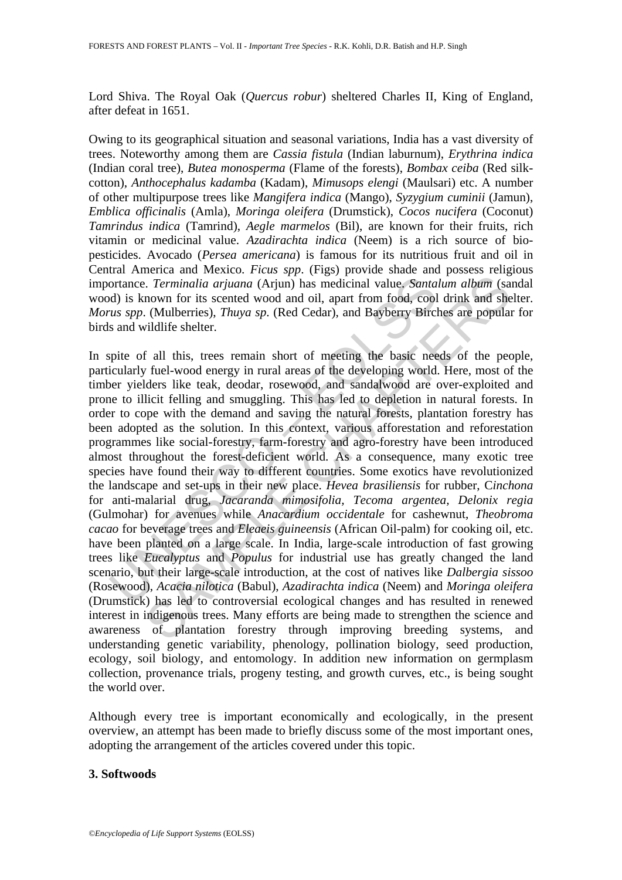Lord Shiva. The Royal Oak (*Quercus robur*) sheltered Charles II, King of England, after defeat in 1651.

Owing to its geographical situation and seasonal variations, India has a vast diversity of trees. Noteworthy among them are *Cassia fistula* (Indian laburnum), *Erythrina indica* (Indian coral tree), *Butea monosperma* (Flame of the forests), *Bombax ceiba* (Red silk-cotton), *Anthocephalus kadamba* (Kadam), *Mimusops elengi* (Maulsari) etc. A number of other multipurpose trees like *Mangifera indica* (Mango), *Syzygium cuminii* (Jamun), *Emblica officinalis* (Amla), *Moringa oleifera* (Drumstick), *Cocos nucifera* (Coconut) *Tamrindus indica* (Tamrind), *Aegle marmelos* (Bil), are known for their fruits, rich vitamin or medicinal value. *Azadirachta indica* (Neem) is a rich source of bio-pesticides. Avocado (*Persea americana*) is famous for its nutritious fruit and oil in Central America and Mexico. *Ficus spp*. (Figs) provide shade and possess religious importance. *Terminalia arjuana* (Arjun) has medicinal value. *Santalum album* (sandal wood) is known for its scented wood and oil, apart from food, cool drink and shelter. *Morus spp*. (Mulberries), *Thuya sp*. (Red Cedar), and Bayberry Birches are popular for birds and wildlife shelter.

In spite of all this, trees remain short of meeting the basic needs of the people, particularly fuel-wood energy in rural areas of the developing world. Here, most of the timber yielders like teak, deodar, rosewood, and sandalwood are over-exploited and prone to illicit felling and smuggling. This has led to depletion in natural forests. In order to cope with the demand and saving the natural forests, plantation forestry has been adopted as the solution. In this context, various afforestation and reforestation programmes like social-forestry, farm-forestry and agro-forestry have been introduced almost throughout the forest-deficient world. As a consequence, many exotic tree species have found their way to different countries. Some exotics have revolutionized the landscape and set-ups in their new place. *Hevea brasiliensis* for rubber, C*inchona* for anti-malarial drug, *Jacaranda mimosifolia, Tecoma argentea, Delonix regia* (Gulmohar) for avenues while *Anacardium occidentale* for cashewnut, *Theobroma cacao* for beverage trees and *Eleaeis guineensis* (African Oil-palm) for cooking oil, etc. have been planted on a large scale. In India, large-scale introduction of fast growing trees like *Eucalyptus* and *Populus* for industrial use has greatly changed the land scenario, but their large-scale introduction, at the cost of natives like *Dalbergia sissoo* (Rosewood), *Acacia nilotica* (Babul), *Azadirachta indica* (Neem) and *Moringa oleifera* (Drumstick) has led to controversial ecological changes and has resulted in renewed interest in indigenous trees. Many efforts are being made to strengthen the science and awareness of plantation forestry through improving breeding systems, and understanding genetic variability, phenology, pollination biology, seed production, ecology, soil biology, and entomology. In addition new information on germplasm collection, provenance trials, progeny testing, and growth curves, etc., is being sought the world over.

Although every tree is important economically and ecologically, in the present overview, an attempt has been made to briefly discuss some of the most important ones, adopting the arrangement of the articles covered under this topic.

## 3. Softwoods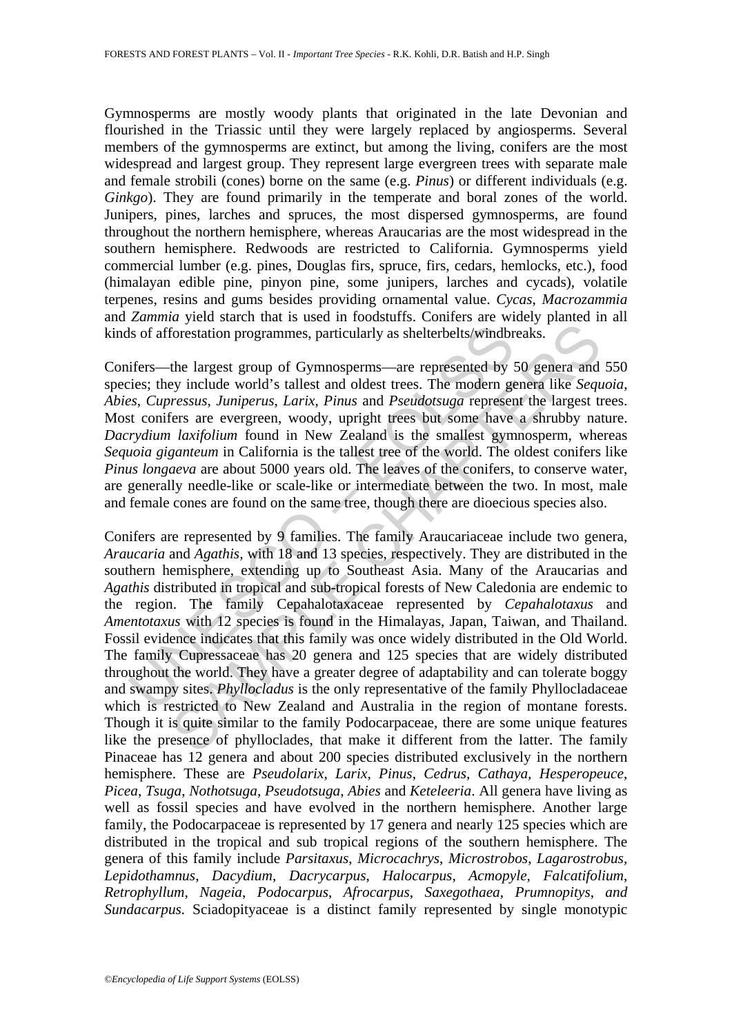Gymnosperms are mostly woody plants that originated in the late Devonian and flourished in the Triassic until they were largely replaced by angiosperms. Several members of the gymnosperms are extinct, but among the living, conifers are the most widespread and largest group. They represent large evergreen trees with separate male and female strobili (cones) borne on the same (e.g. *Pinus*) or different individuals (e.g. *Ginkgo*). They are found primarily in the temperate and boral zones of the world. Junipers, pines, larches and spruces, the most dispersed gymnosperms, are found throughout the northern hemisphere, whereas Araucarias are the most widespread in the southern hemisphere. Redwoods are restricted to California. Gymnosperms yield commercial lumber (e.g. pines, Douglas firs, spruce, firs, cedars, hemlocks, etc.), food (himalayan edible pine, pinyon pine, some junipers, larches and cycads), volatile terpenes, resins and gums besides providing ornamental value. *Cycas*, *Macrozammia* and *Zammia* yield starch that is used in foodstuffs. Conifers are widely planted in all kinds of afforestation programmes, particularly as shelterbelts/windbreaks.

Conifers—the largest group of Gymnosperms—are represented by 50 genera and 550 species; they include world's tallest and oldest trees. The modern genera like *Sequoia*, *Abies*, *Cupressus*, *Juniperus*, *Larix*, *Pinus* and *Pseudotsuga* represent the largest trees. Most conifers are evergreen, woody, upright trees but some have a shrubby nature. *Dacrydium laxifolium* found in New Zealand is the smallest gymnosperm, whereas *Sequoia giganteum* in California is the tallest tree of the world. The oldest conifers like *Pinus longaeva* are about 5000 years old. The leaves of the conifers, to conserve water, are generally needle-like or scale-like or intermediate between the two. In most, male and female cones are found on the same tree, though there are dioecious species also.

Conifers are represented by 9 families. The family Araucariaceae include two genera, *Araucaria* and *Agathis*, with 18 and 13 species, respectively. They are distributed in the southern hemisphere, extending up to Southeast Asia. Many of the Araucarias and *Agathis* distributed in tropical and sub-tropical forests of New Caledonia are endemic to the region. The family Cepahalotaxaceae represented by *Cepahalotaxus* and *Amentotaxus* with 12 species is found in the Himalayas, Japan, Taiwan, and Thailand. Fossil evidence indicates that this family was once widely distributed in the Old World. The family Cupressaceae has 20 genera and 125 species that are widely distributed throughout the world. They have a greater degree of adaptability and can tolerate boggy and swampy sites. *Phyllocladus* is the only representative of the family Phyllocladaceae which is restricted to New Zealand and Australia in the region of montane forests. Though it is quite similar to the family Podocarpaceae, there are some unique features like the presence of phylloclades, that make it different from the latter. The family Pinaceae has 12 genera and about 200 species distributed exclusively in the northern hemisphere. These are *Pseudolarix*, *Larix*, *Pinus*, *Cedrus*, *Cathaya*, *Hesperopeuce*, *Picea*, *Tsuga*, *Nothotsuga*, *Pseudotsuga*, *Abies* and *Keteleeria*. All genera have living as well as fossil species and have evolved in the northern hemisphere. Another large family, the Podocarpaceae is represented by 17 genera and nearly 125 species which are distributed in the tropical and sub tropical regions of the southern hemisphere. The genera of this family include *Parsitaxus*, *Microcachrys*, *Microstrobos*, *Lagarostrobus*, *Lepidothamnus*, *Dacydium*, *Dacrycarpus*, *Halocarpus*, *Acmopyle*, *Falcatifolium*, *Retrophyllum*, *Nageia*, *Podocarpus*, *Afrocarpus*, *Saxegothaea*, *Prumnopitys*, *and Sundacarpus*. Sciadopityaceae is a distinct family represented by single monotypic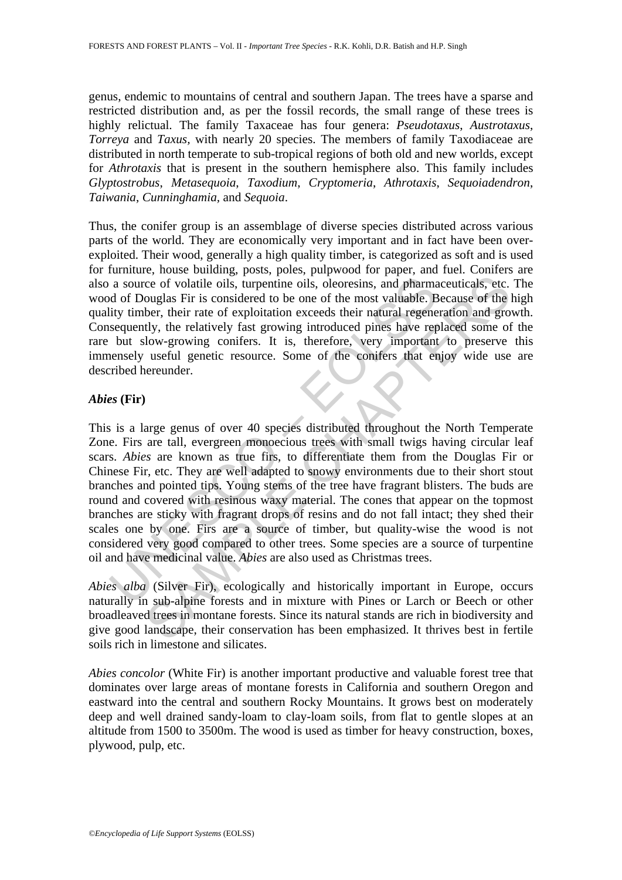genus, endemic to mountains of central and southern Japan. The trees have a sparse and restricted distribution and, as per the fossil records, the small range of these trees is highly relictual. The family Taxaceae has four genera: *Pseudotaxus*, *Austrotaxus*, *Torreya* and *Taxus*, with nearly 20 species. The members of family Taxodiaceae are distributed in north temperate to sub-tropical regions of both old and new worlds, except for *Athrotaxis* that is present in the southern hemisphere also. This family includes *Glyptostrobus*, *Metasequoia*, *Taxodium*, *Cryptomeria*, *Athrotaxis*, *Sequoiadendron*, *Taiwania*, *Cunninghamia*, and *Sequoia*.

Thus, the conifer group is an assemblage of diverse species distributed across various parts of the world. They are economically very important and in fact have been over-exploited. Their wood, generally a high quality timber, is categorized as soft and is used for furniture, house building, posts, poles, pulpwood for paper, and fuel. Conifers are also a source of volatile oils, turpentine oils, oleoresins, and pharmaceuticals, etc. The wood of Douglas Fir is considered to be one of the most valuable. Because of the high quality timber, their rate of exploitation exceeds their natural regeneration and growth. Consequently, the relatively fast growing introduced pines have replaced some of the rare but slow-growing conifers. It is, therefore, very important to preserve this immensely useful genetic resource. Some of the conifers that enjoy wide use are described hereunder.

### *Abies* (Fir)

This is a large genus of over 40 species distributed throughout the North Temperate Zone. Firs are tall, evergreen monoecious trees with small twigs having circular leaf scars. *Abies* are known as true firs, to differentiate them from the Douglas Fir or Chinese Fir, etc. They are well adapted to snowy environments due to their short stout branches and pointed tips. Young stems of the tree have fragrant blisters. The buds are round and covered with resinous waxy material. The cones that appear on the topmost branches are sticky with fragrant drops of resins and do not fall intact; they shed their scales one by one. Firs are a source of timber, but quality-wise the wood is not considered very good compared to other trees. Some species are a source of turpentine oil and have medicinal value. *Abies* are also used as Christmas trees.

*Abies alba* (Silver Fir), ecologically and historically important in Europe, occurs naturally in sub-alpine forests and in mixture with Pines or Larch or Beech or other broadleaved trees in montane forests. Since its natural stands are rich in biodiversity and give good landscape, their conservation has been emphasized. It thrives best in fertile soils rich in limestone and silicates.

*Abies concolor* (White Fir) is another important productive and valuable forest tree that dominates over large areas of montane forests in California and southern Oregon and eastward into the central and southern Rocky Mountains. It grows best on moderately deep and well drained sandy-loam to clay-loam soils, from flat to gentle slopes at an altitude from 1500 to 3500m. The wood is used as timber for heavy construction, boxes, plywood, pulp, etc.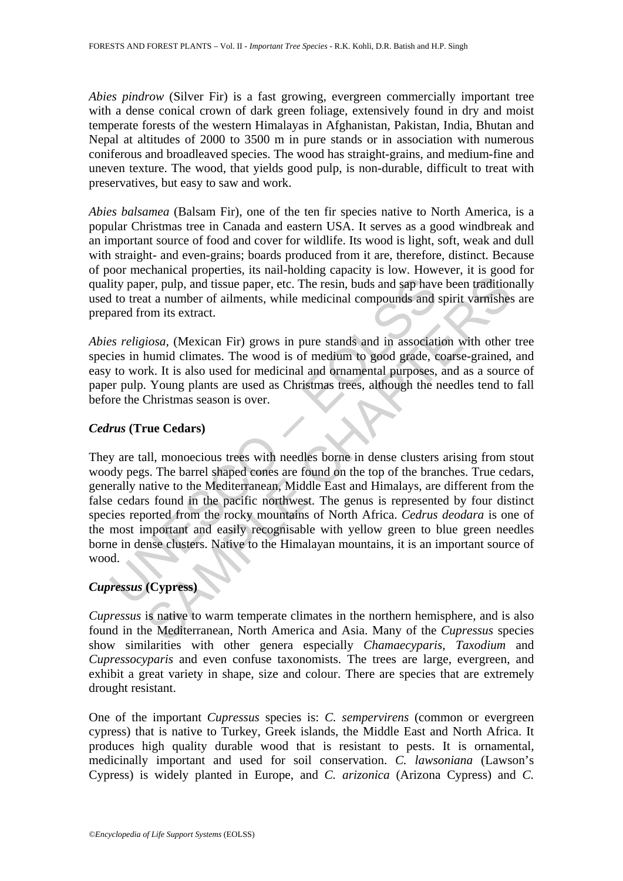*Abies pindrow* (Silver Fir) is a fast growing, evergreen commercially important tree with a dense conical crown of dark green foliage, extensively found in dry and moist temperate forests of the western Himalayas in Afghanistan, Pakistan, India, Bhutan and Nepal at altitudes of 2000 to 3500 m in pure stands or in association with numerous coniferous and broadleaved species. The wood has straight-grains, and medium-fine and uneven texture. The wood, that yields good pulp, is non-durable, difficult to treat with preservatives, but easy to saw and work.

*Abies balsamea* (Balsam Fir), one of the ten fir species native to North America, is a popular Christmas tree in Canada and eastern USA. It serves as a good windbreak and an important source of food and cover for wildlife. Its wood is light, soft, weak and dull with straight- and even-grains; boards produced from it are, therefore, distinct. Because of poor mechanical properties, its nail-holding capacity is low. However, it is good for quality paper, pulp, and tissue paper, etc. The resin, buds and sap have been traditionally used to treat a number of ailments, while medicinal compounds and spirit varnishes are prepared from its extract.

*Abies religiosa*, (Mexican Fir) grows in pure stands and in association with other tree species in humid climates. The wood is of medium to good grade, coarse-grained, and easy to work. It is also used for medicinal and ornamental purposes, and as a source of paper pulp. Young plants are used as Christmas trees, although the needles tend to fall before the Christmas season is over.

### *Cedrus* (True Cedars)

They are tall, monoecious trees with needles borne in dense clusters arising from stout woody pegs. The barrel shaped cones are found on the top of the branches. True cedars, generally native to the Mediterranean, Middle East and Himalays, are different from the false cedars found in the pacific northwest. The genus is represented by four distinct species reported from the rocky mountains of North Africa. *Cedrus deodara* is one of the most important and easily recognisable with yellow green to blue green needles borne in dense clusters. Native to the Himalayan mountains, it is an important source of wood.

### *Cupressus* (Cypress)

*Cupressus* is native to warm temperate climates in the northern hemisphere, and is also found in the Mediterranean, North America and Asia. Many of the *Cupressus* species show similarities with other genera especially *Chamaecyparis*, *Taxodium* and *Cupressocyparis* and even confuse taxonomists. The trees are large, evergreen, and exhibit a great variety in shape, size and colour. There are species that are extremely drought resistant.

One of the important *Cupressus* species is: *C. sempervirens* (common or evergreen cypress) that is native to Turkey, Greek islands, the Middle East and North Africa. It produces high quality durable wood that is resistant to pests. It is ornamental, medicinally important and used for soil conservation. *C. lawsoniana* (Lawson's Cypress) is widely planted in Europe, and *C. arizonica* (Arizona Cypress) and *C.*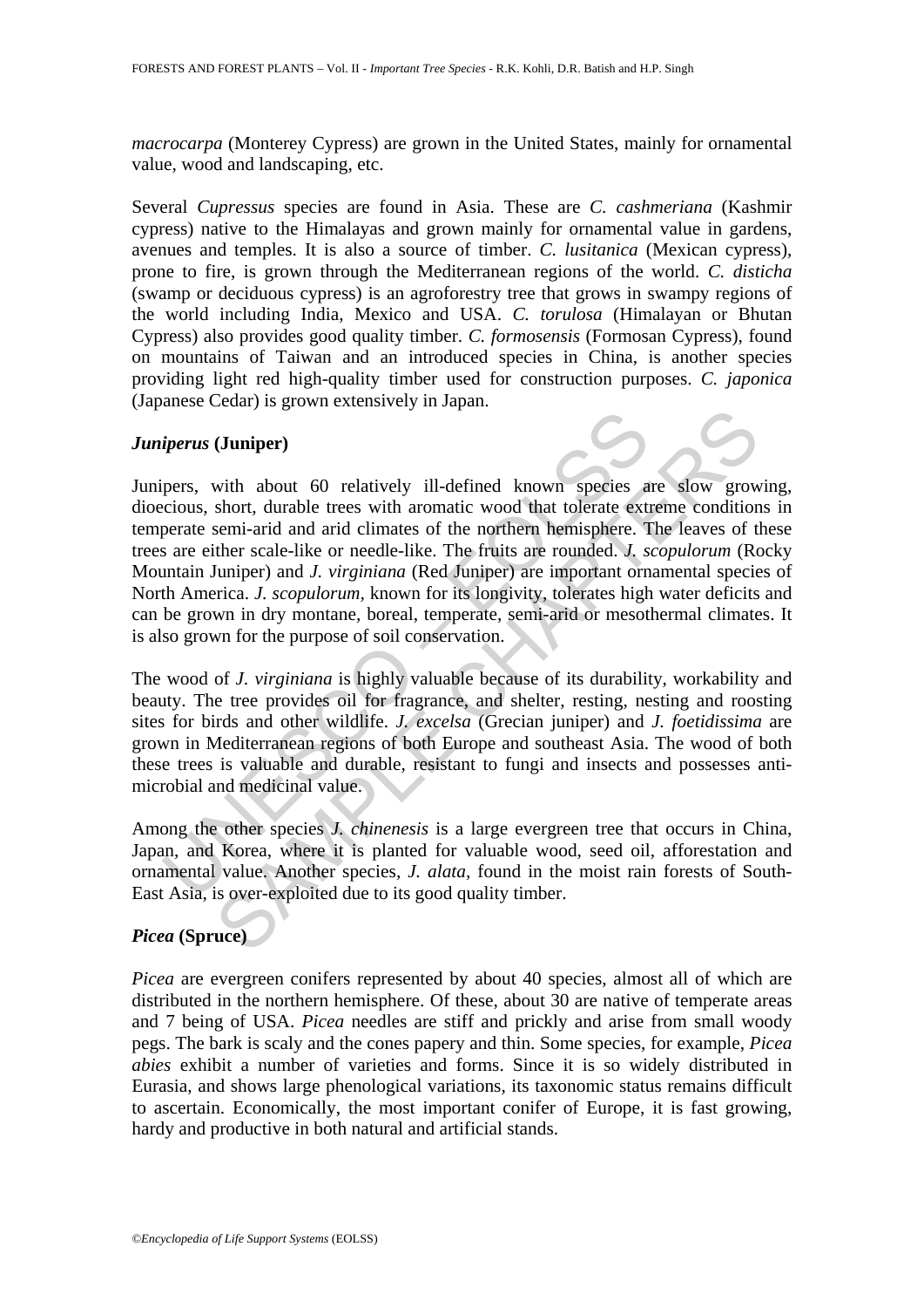*macrocarpa* (Monterey Cypress) are grown in the United States, mainly for ornamental value, wood and landscaping, etc.

Several *Cupressus* species are found in Asia. These are *C. cashmeriana* (Kashmir cypress) native to the Himalayas and grown mainly for ornamental value in gardens, avenues and temples. It is also a source of timber. *C. lusitanica* (Mexican cypress), prone to fire, is grown through the Mediterranean regions of the world. *C. disticha* (swamp or deciduous cypress) is an agroforestry tree that grows in swampy regions of the world including India, Mexico and USA. *C. torulosa* (Himalayan or Bhutan Cypress) also provides good quality timber. *C. formosensis* (Formosan Cypress), found on mountains of Taiwan and an introduced species in China, is another species providing light red high-quality timber used for construction purposes. *C. japonica* (Japanese Cedar) is grown extensively in Japan.

### *Juniperus* (Juniper)

Junipers, with about 60 relatively ill-defined known species are slow growing, dioecious, short, durable trees with aromatic wood that tolerate extreme conditions in temperate semi-arid and arid climates of the northern hemisphere. The leaves of these trees are either scale-like or needle-like. The fruits are rounded. *J. scopulorum* (Rocky Mountain Juniper) and *J. virginiana* (Red Juniper) are important ornamental species of North America. *J. scopulorum*, known for its longivity, tolerates high water deficits and can be grown in dry montane, boreal, temperate, semi-arid or mesothermal climates. It is also grown for the purpose of soil conservation.

The wood of *J. virginiana* is highly valuable because of its durability, workability and beauty. The tree provides oil for fragrance, and shelter, resting, nesting and roosting sites for birds and other wildlife. *J. excelsa* (Grecian juniper) and *J. foetidissima* are grown in Mediterranean regions of both Europe and southeast Asia. The wood of both these trees is valuable and durable, resistant to fungi and insects and possesses anti-microbial and medicinal value.

Among the other species *J. chinenesis* is a large evergreen tree that occurs in China, Japan, and Korea, where it is planted for valuable wood, seed oil, afforestation and ornamental value. Another species, *J. alata*, found in the moist rain forests of South-East Asia, is over-exploited due to its good quality timber.

### *Picea* (Spruce)

*Picea* are evergreen conifers represented by about 40 species, almost all of which are distributed in the northern hemisphere. Of these, about 30 are native of temperate areas and 7 being of USA. *Picea* needles are stiff and prickly and arise from small woody pegs. The bark is scaly and the cones papery and thin. Some species, for example, *Picea abies* exhibit a number of varieties and forms. Since it is so widely distributed in Eurasia, and shows large phenological variations, its taxonomic status remains difficult to ascertain. Economically, the most important conifer of Europe, it is fast growing, hardy and productive in both natural and artificial stands.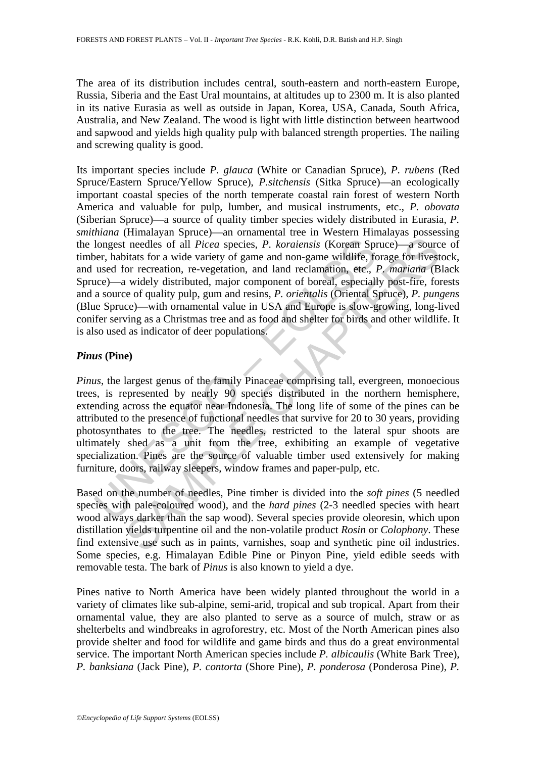The area of its distribution includes central, south-eastern and north-eastern Europe, Russia, Siberia and the East Ural mountains, at altitudes up to 2300 m. It is also planted in its native Eurasia as well as outside in Japan, Korea, USA, Canada, South Africa, Australia, and New Zealand. The wood is light with little distinction between heartwood and sapwood and yields high quality pulp with balanced strength properties. The nailing and screwing quality is good.

Its important species include *P. glauca* (White or Canadian Spruce), *P. rubens* (Red Spruce/Eastern Spruce/Yellow Spruce), *P.sitchensis* (Sitka Spruce)—an ecologically important coastal species of the north temperate coastal rain forest of western North America and valuable for pulp, lumber, and musical instruments, etc., *P. obovata* (Siberian Spruce)—a source of quality timber species widely distributed in Eurasia, *P. smithiana* (Himalayan Spruce)—an ornamental tree in Western Himalayas possessing the longest needles of all *Picea* species, *P. koraiensis* (Korean Spruce)—a source of timber, habitats for a wide variety of game and non-game wildlife, forage for livestock, and used for recreation, re-vegetation, and land reclamation, etc., *P. mariana* (Black Spruce)—a widely distributed, major component of boreal, especially post-fire, forests and a source of quality pulp, gum and resins, *P. orientalis* (Oriental Spruce), *P. pungens* (Blue Spruce)—with ornamental value in USA and Europe is slow-growing, long-lived conifer serving as a Christmas tree and as food and shelter for birds and other wildlife. It is also used as indicator of deer populations.

### *Pinus* (Pine)

*Pinus*, the largest genus of the family Pinaceae comprising tall, evergreen, monoecious trees, is represented by nearly 90 species distributed in the northern hemisphere, extending across the equator near Indonesia. The long life of some of the pines can be attributed to the presence of functional needles that survive for 20 to 30 years, providing photosynthates to the tree. The needles, restricted to the lateral spur shoots are ultimately shed as a unit from the tree, exhibiting an example of vegetative specialization. Pines are the source of valuable timber used extensively for making furniture, doors, railway sleepers, window frames and paper-pulp, etc.

Based on the number of needles, Pine timber is divided into the *soft pines* (5 needled species with pale-coloured wood), and the *hard pines* (2-3 needled species with heart wood always darker than the sap wood). Several species provide oleoresin, which upon distillation yields turpentine oil and the non-volatile product *Rosin* or *Colophony*. These find extensive use such as in paints, varnishes, soap and synthetic pine oil industries. Some species, e.g. Himalayan Edible Pine or Pinyon Pine, yield edible seeds with removable testa. The bark of *Pinus* is also known to yield a dye.

Pines native to North America have been widely planted throughout the world in a variety of climates like sub-alpine, semi-arid, tropical and sub tropical. Apart from their ornamental value, they are also planted to serve as a source of mulch, straw or as shelterbelts and windbreaks in agroforestry, etc. Most of the North American pines also provide shelter and food for wildlife and game birds and thus do a great environmental service. The important North American species include *P. albicaulis* (White Bark Tree), *P. banksiana* (Jack Pine), *P. contorta* (Shore Pine), *P. ponderosa* (Ponderosa Pine), *P.*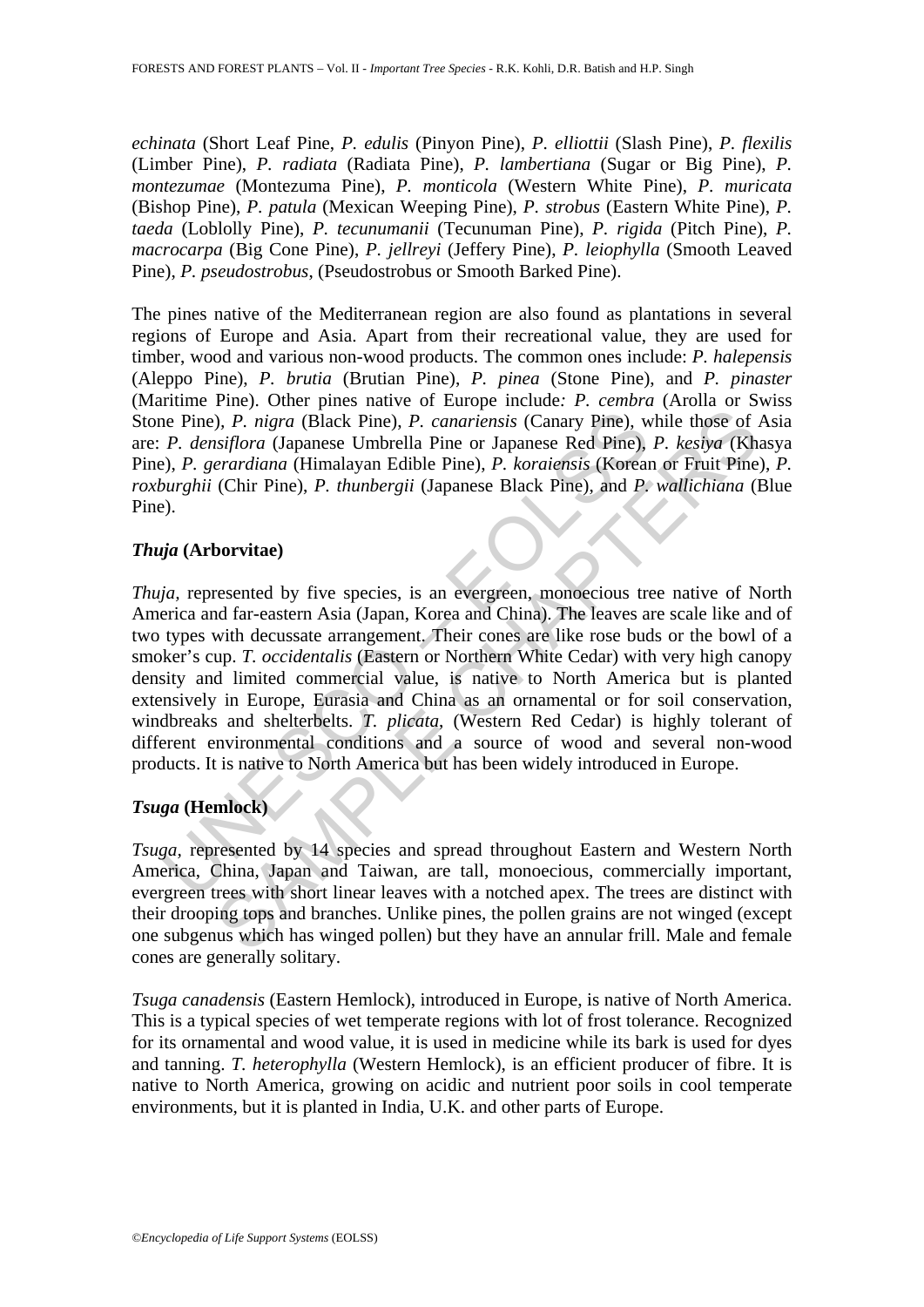*echinata* (Short Leaf Pine, *P. edulis* (Pinyon Pine), *P. elliottii* (Slash Pine), *P. flexilis* (Limber Pine), *P. radiata* (Radiata Pine), *P. lambertiana* (Sugar or Big Pine), *P. montezumae* (Montezuma Pine), *P. monticola* (Western White Pine), *P. muricata* (Bishop Pine), *P. patula* (Mexican Weeping Pine), *P. strobus* (Eastern White Pine), *P. taeda* (Loblolly Pine), *P. tecunumanii* (Tecunuman Pine), *P. rigida* (Pitch Pine), *P. macrocarpa* (Big Cone Pine), *P. jellreyi* (Jeffery Pine), *P. leiophylla* (Smooth Leaved Pine), *P. pseudostrobus*, (Pseudostrobus or Smooth Barked Pine).

The pines native of the Mediterranean region are also found as plantations in several regions of Europe and Asia. Apart from their recreational value, they are used for timber, wood and various non-wood products. The common ones include: *P. halepensis* (Aleppo Pine), *P. brutia* (Brutian Pine), *P. pinea* (Stone Pine), and *P. pinaster* (Maritime Pine). Other pines native of Europe include*: P. cembra* (Arolla or Swiss Stone Pine), *P. nigra* (Black Pine), *P. canariensis* (Canary Pine), while those of Asia are: *P. densiflora* (Japanese Umbrella Pine or Japanese Red Pine), *P. kesiya* (Khasya Pine), *P. gerardiana* (Himalayan Edible Pine), *P. koraiensis* (Korean or Fruit Pine), *P. roxburghii* (Chir Pine), *P. thunbergii* (Japanese Black Pine), and *P. wallichiana* (Blue Pine).

### *Thuja* (Arborvitae)

*Thuja*, represented by five species, is an evergreen, monoecious tree native of North America and far-eastern Asia (Japan, Korea and China). The leaves are scale like and of two types with decussate arrangement. Their cones are like rose buds or the bowl of a smoker's cup. *T. occidentalis* (Eastern or Northern White Cedar) with very high canopy density and limited commercial value, is native to North America but is planted extensively in Europe, Eurasia and China as an ornamental or for soil conservation, windbreaks and shelterbelts. *T. plicata*, (Western Red Cedar) is highly tolerant of different environmental conditions and a source of wood and several non-wood products. It is native to North America but has been widely introduced in Europe.

### *Tsuga* (Hemlock)

*Tsuga*, represented by 14 species and spread throughout Eastern and Western North America, China, Japan and Taiwan, are tall, monoecious, commercially important, evergreen trees with short linear leaves with a notched apex. The trees are distinct with their drooping tops and branches. Unlike pines, the pollen grains are not winged (except one subgenus which has winged pollen) but they have an annular frill. Male and female cones are generally solitary.

*Tsuga canadensis* (Eastern Hemlock), introduced in Europe, is native of North America. This is a typical species of wet temperate regions with lot of frost tolerance. Recognized for its ornamental and wood value, it is used in medicine while its bark is used for dyes and tanning. *T. heterophylla* (Western Hemlock), is an efficient producer of fibre. It is native to North America, growing on acidic and nutrient poor soils in cool temperate environments, but it is planted in India, U.K. and other parts of Europe.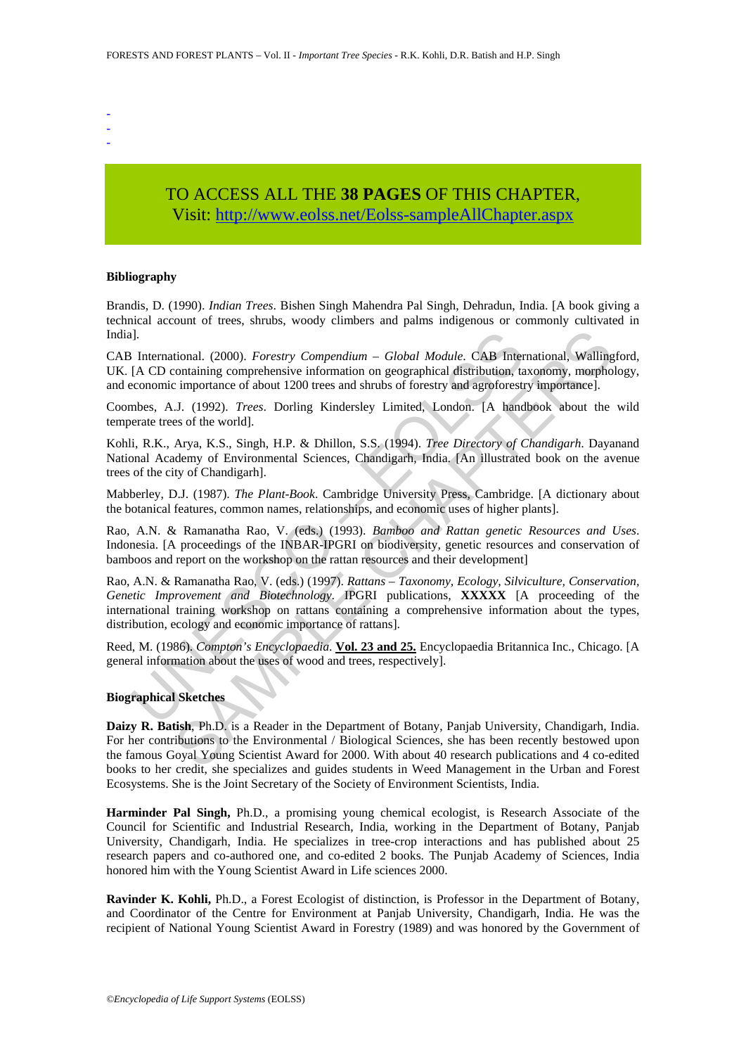-
-
-

TO ACCESS ALL THE **38 PAGES** OF THIS CHAPTER,
Visit: http://www.eolss.net/Eolss-sampleAllChapter.aspx

**Bibliography**

Brandis, D. (1990). *Indian Trees*. Bishen Singh Mahendra Pal Singh, Dehradun, India. [A book giving a technical account of trees, shrubs, woody climbers and palms indigenous or commonly cultivated in India].

CAB International. (2000). *Forestry Compendium – Global Module*. CAB International, Wallingford, UK. [A CD containing comprehensive information on geographical distribution, taxonomy, morphology, and economic importance of about 1200 trees and shrubs of forestry and agroforestry importance].

Coombes, A.J. (1992). *Trees*. Dorling Kindersley Limited, London. [A handbook about the wild temperate trees of the world].

Kohli, R.K., Arya, K.S., Singh, H.P. & Dhillon, S.S. (1994). *Tree Directory of Chandigarh*. Dayanand National Academy of Environmental Sciences, Chandigarh, India. [An illustrated book on the avenue trees of the city of Chandigarh].

Mabberley, D.J. (1987). *The Plant-Book*. Cambridge University Press, Cambridge. [A dictionary about the botanical features, common names, relationships, and economic uses of higher plants].

Rao, A.N. & Ramanatha Rao, V. (eds.) (1993). *Bamboo and Rattan genetic Resources and Uses*. Indonesia. [A proceedings of the INBAR-IPGRI on biodiversity, genetic resources and conservation of bamboos and report on the workshop on the rattan resources and their development]

Rao, A.N. & Ramanatha Rao, V. (eds.) (1997). *Rattans – Taxonomy, Ecology, Silviculture, Conservation, Genetic Improvement and Biotechnology*. IPGRI publications, **XXXXX** [A proceeding of the international training workshop on rattans containing a comprehensive information about the types, distribution, ecology and economic importance of rattans].

Reed, M. (1986). *Compton's Encyclopaedia*. **Vol. 23 and 25.** Encyclopaedia Britannica Inc., Chicago. [A general information about the uses of wood and trees, respectively].

**Biographical Sketches**

**Daizy R. Batish**, Ph.D. is a Reader in the Department of Botany, Panjab University, Chandigarh, India. For her contributions to the Environmental / Biological Sciences, she has been recently bestowed upon the famous Goyal Young Scientist Award for 2000. With about 40 research publications and 4 co-edited books to her credit, she specializes and guides students in Weed Management in the Urban and Forest Ecosystems. She is the Joint Secretary of the Society of Environment Scientists, India.

**Harminder Pal Singh,** Ph.D., a promising young chemical ecologist, is Research Associate of the Council for Scientific and Industrial Research, India, working in the Department of Botany, Panjab University, Chandigarh, India. He specializes in tree-crop interactions and has published about 25 research papers and co-authored one, and co-edited 2 books. The Punjab Academy of Sciences, India honored him with the Young Scientist Award in Life sciences 2000.

**Ravinder K. Kohli,** Ph.D., a Forest Ecologist of distinction, is Professor in the Department of Botany, and Coordinator of the Centre for Environment at Panjab University, Chandigarh, India. He was the recipient of National Young Scientist Award in Forestry (1989) and was honored by the Government of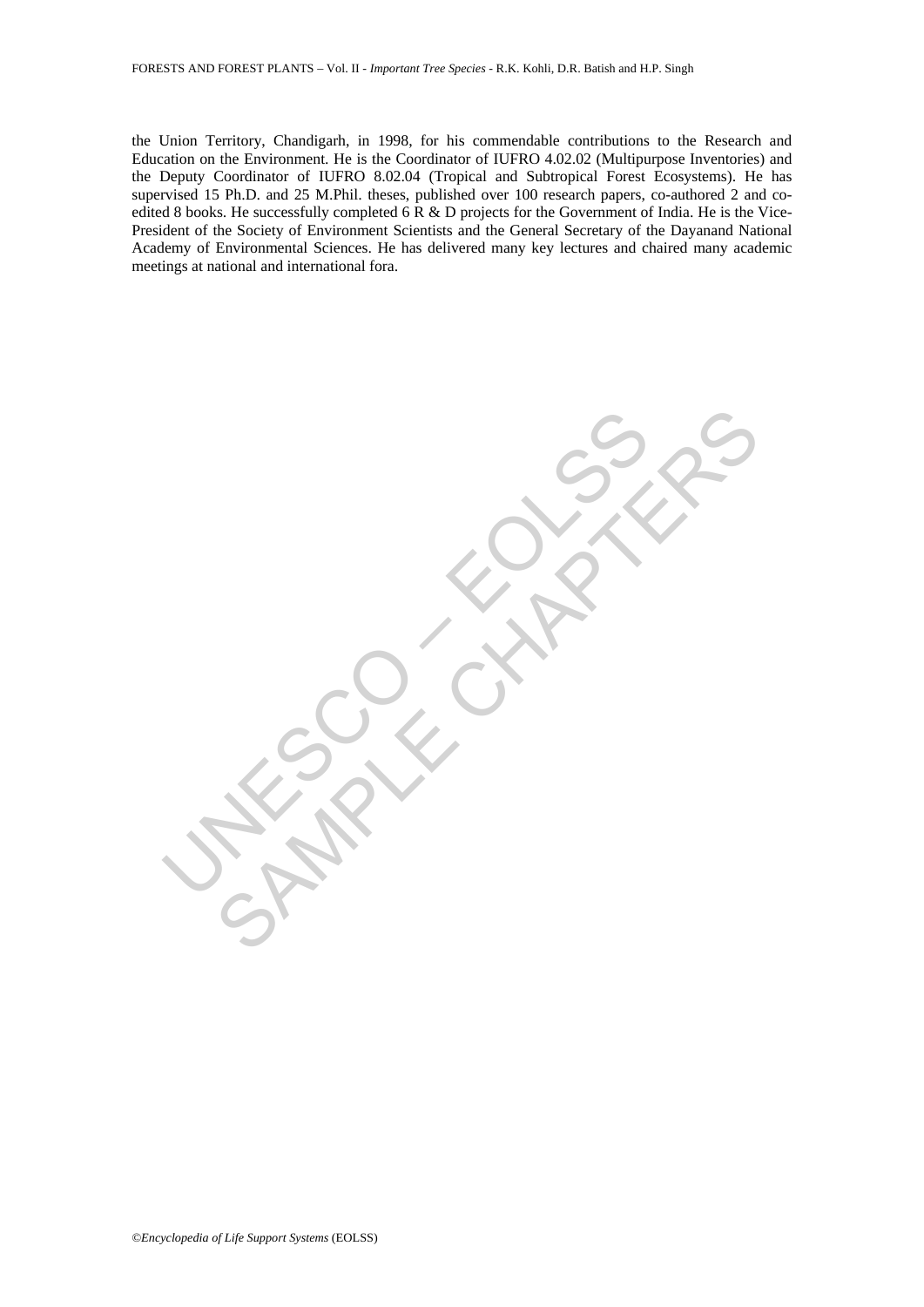the Union Territory, Chandigarh, in 1998, for his commendable contributions to the Research and Education on the Environment. He is the Coordinator of IUFRO 4.02.02 (Multipurpose Inventories) and the Deputy Coordinator of IUFRO 8.02.04 (Tropical and Subtropical Forest Ecosystems). He has supervised 15 Ph.D. and 25 M.Phil. theses, published over 100 research papers, co-authored 2 and co-edited 8 books. He successfully completed 6 R & D projects for the Government of India. He is the Vice-President of the Society of Environment Scientists and the General Secretary of the Dayanand National Academy of Environmental Sciences. He has delivered many key lectures and chaired many academic meetings at national and international fora.